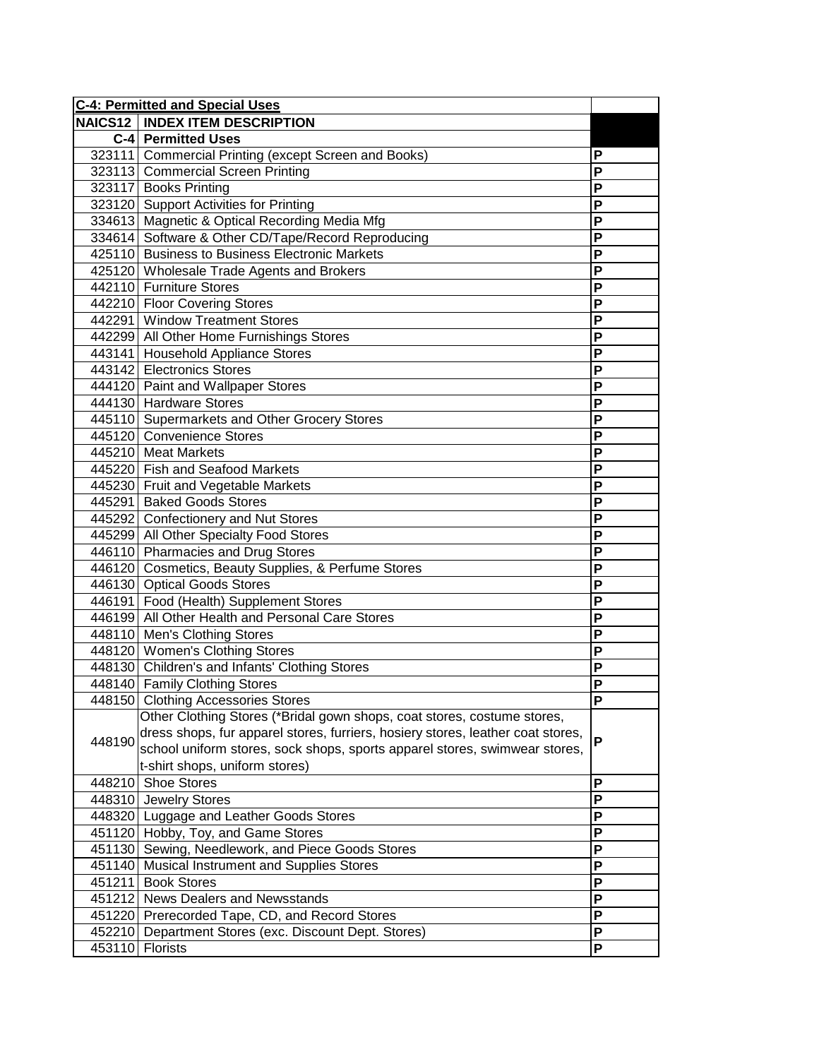| C-4: Permitted and Special Uses | | |
|---|---|---|
| NAICS12 | INDEX ITEM DESCRIPTION | |
| C-4 | Permitted Uses | |
| 323111 | Commercial Printing (except Screen and Books) | P |
| 323113 | Commercial Screen Printing | P |
| 323117 | Books Printing | P |
| 323120 | Support Activities for Printing | P |
| 334613 | Magnetic & Optical Recording Media Mfg | P |
| 334614 | Software & Other CD/Tape/Record Reproducing | P |
| 425110 | Business to Business Electronic Markets | P |
| 425120 | Wholesale Trade Agents and Brokers | P |
| 442110 | Furniture Stores | P |
| 442210 | Floor Covering Stores | P |
| 442291 | Window Treatment Stores | P |
| 442299 | All Other Home Furnishings Stores | P |
| 443141 | Household Appliance Stores | P |
| 443142 | Electronics Stores | P |
| 444120 | Paint and Wallpaper Stores | P |
| 444130 | Hardware Stores | P |
| 445110 | Supermarkets and Other Grocery Stores | P |
| 445120 | Convenience Stores | P |
| 445210 | Meat Markets | P |
| 445220 | Fish and Seafood Markets | P |
| 445230 | Fruit and Vegetable Markets | P |
| 445291 | Baked Goods Stores | P |
| 445292 | Confectionery and Nut Stores | P |
| 445299 | All Other Specialty Food Stores | P |
| 446110 | Pharmacies and Drug Stores | P |
| 446120 | Cosmetics, Beauty Supplies, & Perfume Stores | P |
| 446130 | Optical Goods Stores | P |
| 446191 | Food (Health) Supplement Stores | P |
| 446199 | All Other Health and Personal Care Stores | P |
| 448110 | Men's Clothing Stores | P |
| 448120 | Women's Clothing Stores | P |
| 448130 | Children's and Infants' Clothing Stores | P |
| 448140 | Family Clothing Stores | P |
| 448150 | Clothing Accessories Stores | P |
| 448190 | Other Clothing Stores (*Bridal gown shops, coat stores, costume stores, dress shops, fur apparel stores, furriers, hosiery stores, leather coat stores, school uniform stores, sock shops, sports apparel stores, swimwear stores, t-shirt shops, uniform stores) | P |
| 448210 | Shoe Stores | P |
| 448310 | Jewelry Stores | P |
| 448320 | Luggage and Leather Goods Stores | P |
| 451120 | Hobby, Toy, and Game Stores | P |
| 451130 | Sewing, Needlework, and Piece Goods Stores | P |
| 451140 | Musical Instrument and Supplies Stores | P |
| 451211 | Book Stores | P |
| 451212 | News Dealers and Newsstands | P |
| 451220 | Prerecorded Tape, CD, and Record Stores | P |
| 452210 | Department Stores (exc. Discount Dept. Stores) | P |
| 453110 | Florists | P |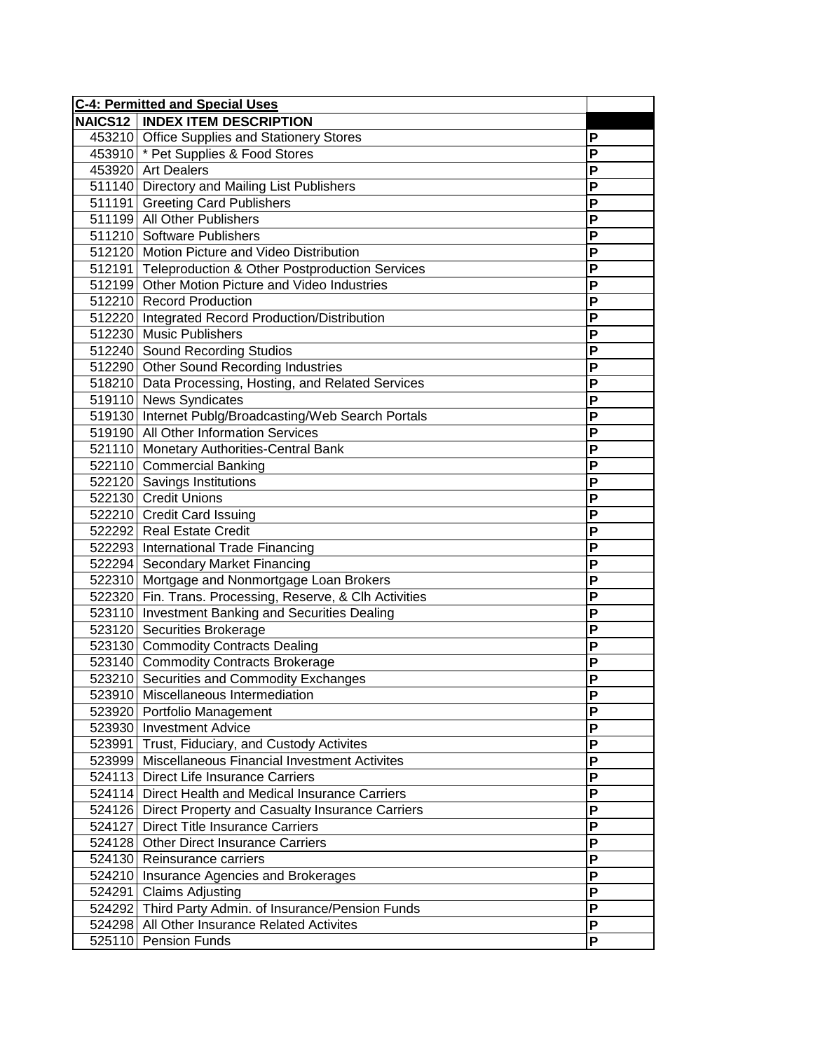| C-4: Permitted and Special Uses | | |
|---|---|---|
| NAICS12 | INDEX ITEM DESCRIPTION | |
| 453210 | Office Supplies and Stationery Stores | P |
| 453910 | * Pet Supplies & Food Stores | P |
| 453920 | Art Dealers | P |
| 511140 | Directory and Mailing List Publishers | P |
| 511191 | Greeting Card Publishers | P |
| 511199 | All Other Publishers | P |
| 511210 | Software Publishers | P |
| 512120 | Motion Picture and Video Distribution | P |
| 512191 | Teleproduction & Other Postproduction Services | P |
| 512199 | Other Motion Picture and Video Industries | P |
| 512210 | Record Production | P |
| 512220 | Integrated Record Production/Distribution | P |
| 512230 | Music Publishers | P |
| 512240 | Sound Recording Studios | P |
| 512290 | Other Sound Recording Industries | P |
| 518210 | Data Processing, Hosting, and Related Services | P |
| 519110 | News Syndicates | P |
| 519130 | Internet Publg/Broadcasting/Web Search Portals | P |
| 519190 | All Other Information Services | P |
| 521110 | Monetary Authorities-Central Bank | P |
| 522110 | Commercial Banking | P |
| 522120 | Savings Institutions | P |
| 522130 | Credit Unions | P |
| 522210 | Credit Card Issuing | P |
| 522292 | Real Estate Credit | P |
| 522293 | International Trade Financing | P |
| 522294 | Secondary Market Financing | P |
| 522310 | Mortgage and Nonmortgage Loan Brokers | P |
| 522320 | Fin. Trans. Processing, Reserve, & Clh Activities | P |
| 523110 | Investment Banking and Securities Dealing | P |
| 523120 | Securities Brokerage | P |
| 523130 | Commodity Contracts Dealing | P |
| 523140 | Commodity Contracts Brokerage | P |
| 523210 | Securities and Commodity Exchanges | P |
| 523910 | Miscellaneous Intermediation | P |
| 523920 | Portfolio Management | P |
| 523930 | Investment Advice | P |
| 523991 | Trust, Fiduciary, and Custody Activites | P |
| 523999 | Miscellaneous Financial Investment Activites | P |
| 524113 | Direct Life Insurance Carriers | P |
| 524114 | Direct Health and Medical Insurance Carriers | P |
| 524126 | Direct Property and Casualty Insurance Carriers | P |
| 524127 | Direct Title Insurance Carriers | P |
| 524128 | Other Direct Insurance Carriers | P |
| 524130 | Reinsurance carriers | P |
| 524210 | Insurance Agencies and Brokerages | P |
| 524291 | Claims Adjusting | P |
| 524292 | Third Party Admin. of Insurance/Pension Funds | P |
| 524298 | All Other Insurance Related Activites | P |
| 525110 | Pension Funds | P |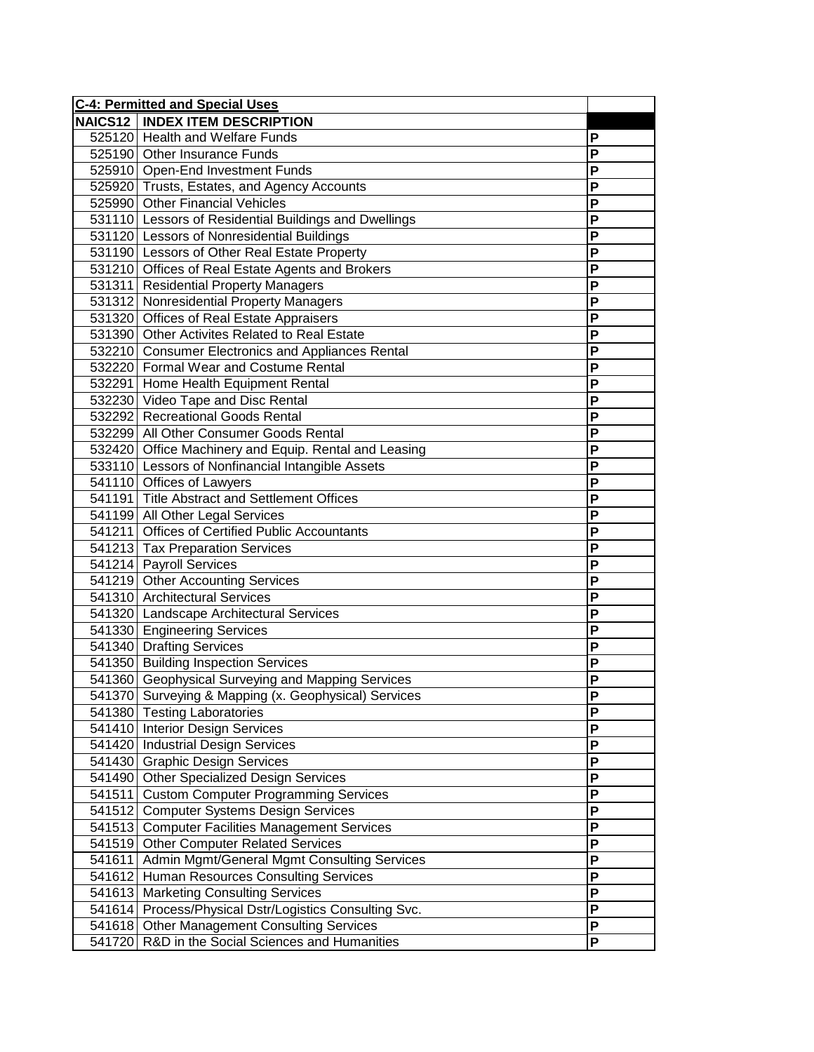| C-4: Permitted and Special Uses | | |
|---|---|---|
| NAICS12 | INDEX ITEM DESCRIPTION | |
| 525120 | Health and Welfare Funds | P |
| 525190 | Other Insurance Funds | P |
| 525910 | Open-End Investment Funds | P |
| 525920 | Trusts, Estates, and Agency Accounts | P |
| 525990 | Other Financial Vehicles | P |
| 531110 | Lessors of Residential Buildings and Dwellings | P |
| 531120 | Lessors of Nonresidential Buildings | P |
| 531190 | Lessors of Other Real Estate Property | P |
| 531210 | Offices of Real Estate Agents and Brokers | P |
| 531311 | Residential Property Managers | P |
| 531312 | Nonresidential Property Managers | P |
| 531320 | Offices of Real Estate Appraisers | P |
| 531390 | Other Activites Related to Real Estate | P |
| 532210 | Consumer Electronics and Appliances Rental | P |
| 532220 | Formal Wear and Costume Rental | P |
| 532291 | Home Health Equipment Rental | P |
| 532230 | Video Tape and Disc Rental | P |
| 532292 | Recreational Goods Rental | P |
| 532299 | All Other Consumer Goods Rental | P |
| 532420 | Office Machinery and Equip. Rental and Leasing | P |
| 533110 | Lessors of Nonfinancial Intangible Assets | P |
| 541110 | Offices of Lawyers | P |
| 541191 | Title Abstract and Settlement Offices | P |
| 541199 | All Other Legal Services | P |
| 541211 | Offices of Certified Public Accountants | P |
| 541213 | Tax Preparation Services | P |
| 541214 | Payroll Services | P |
| 541219 | Other Accounting Services | P |
| 541310 | Architectural Services | P |
| 541320 | Landscape Architectural Services | P |
| 541330 | Engineering Services | P |
| 541340 | Drafting Services | P |
| 541350 | Building Inspection Services | P |
| 541360 | Geophysical Surveying and Mapping Services | P |
| 541370 | Surveying & Mapping (x. Geophysical) Services | P |
| 541380 | Testing Laboratories | P |
| 541410 | Interior Design Services | P |
| 541420 | Industrial Design Services | P |
| 541430 | Graphic Design Services | P |
| 541490 | Other Specialized Design Services | P |
| 541511 | Custom Computer Programming Services | P |
| 541512 | Computer Systems Design Services | P |
| 541513 | Computer Facilities Management Services | P |
| 541519 | Other Computer Related Services | P |
| 541611 | Admin Mgmt/General Mgmt Consulting Services | P |
| 541612 | Human Resources Consulting Services | P |
| 541613 | Marketing Consulting Services | P |
| 541614 | Process/Physical Dstr/Logistics Consulting Svc. | P |
| 541618 | Other Management Consulting Services | P |
| 541720 | R&D in the Social Sciences and Humanities | P |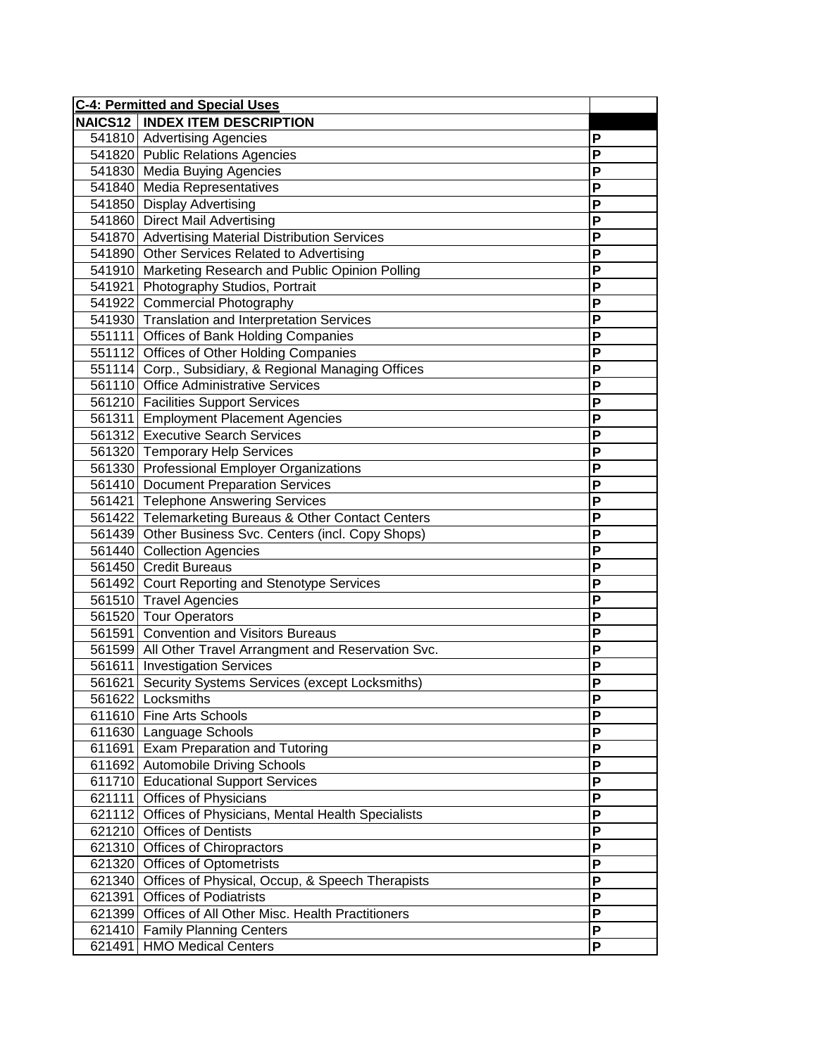| C-4: Permitted and Special Uses | | |
|---|---|---|
| NAICS12 | INDEX ITEM DESCRIPTION | |
| 541810 | Advertising Agencies | P |
| 541820 | Public Relations Agencies | P |
| 541830 | Media Buying Agencies | P |
| 541840 | Media Representatives | P |
| 541850 | Display Advertising | P |
| 541860 | Direct Mail Advertising | P |
| 541870 | Advertising Material Distribution Services | P |
| 541890 | Other Services Related to Advertising | P |
| 541910 | Marketing Research and Public Opinion Polling | P |
| 541921 | Photography Studios, Portrait | P |
| 541922 | Commercial Photography | P |
| 541930 | Translation and Interpretation Services | P |
| 551111 | Offices of Bank Holding Companies | P |
| 551112 | Offices of Other Holding Companies | P |
| 551114 | Corp., Subsidiary, & Regional Managing Offices | P |
| 561110 | Office Administrative Services | P |
| 561210 | Facilities Support Services | P |
| 561311 | Employment Placement Agencies | P |
| 561312 | Executive Search Services | P |
| 561320 | Temporary Help Services | P |
| 561330 | Professional Employer Organizations | P |
| 561410 | Document Preparation Services | P |
| 561421 | Telephone Answering Services | P |
| 561422 | Telemarketing Bureaus & Other Contact Centers | P |
| 561439 | Other Business Svc. Centers (incl. Copy Shops) | P |
| 561440 | Collection Agencies | P |
| 561450 | Credit Bureaus | P |
| 561492 | Court Reporting and Stenotype Services | P |
| 561510 | Travel Agencies | P |
| 561520 | Tour Operators | P |
| 561591 | Convention and Visitors Bureaus | P |
| 561599 | All Other Travel Arrangment and Reservation Svc. | P |
| 561611 | Investigation Services | P |
| 561621 | Security Systems Services (except Locksmiths) | P |
| 561622 | Locksmiths | P |
| 611610 | Fine Arts Schools | P |
| 611630 | Language Schools | P |
| 611691 | Exam Preparation and Tutoring | P |
| 611692 | Automobile Driving Schools | P |
| 611710 | Educational Support Services | P |
| 621111 | Offices of Physicians | P |
| 621112 | Offices of Physicians, Mental Health Specialists | P |
| 621210 | Offices of Dentists | P |
| 621310 | Offices of Chiropractors | P |
| 621320 | Offices of Optometrists | P |
| 621340 | Offices of Physical, Occup, & Speech Therapists | P |
| 621391 | Offices of Podiatrists | P |
| 621399 | Offices of All Other Misc. Health Practitioners | P |
| 621410 | Family Planning Centers | P |
| 621491 | HMO Medical Centers | P |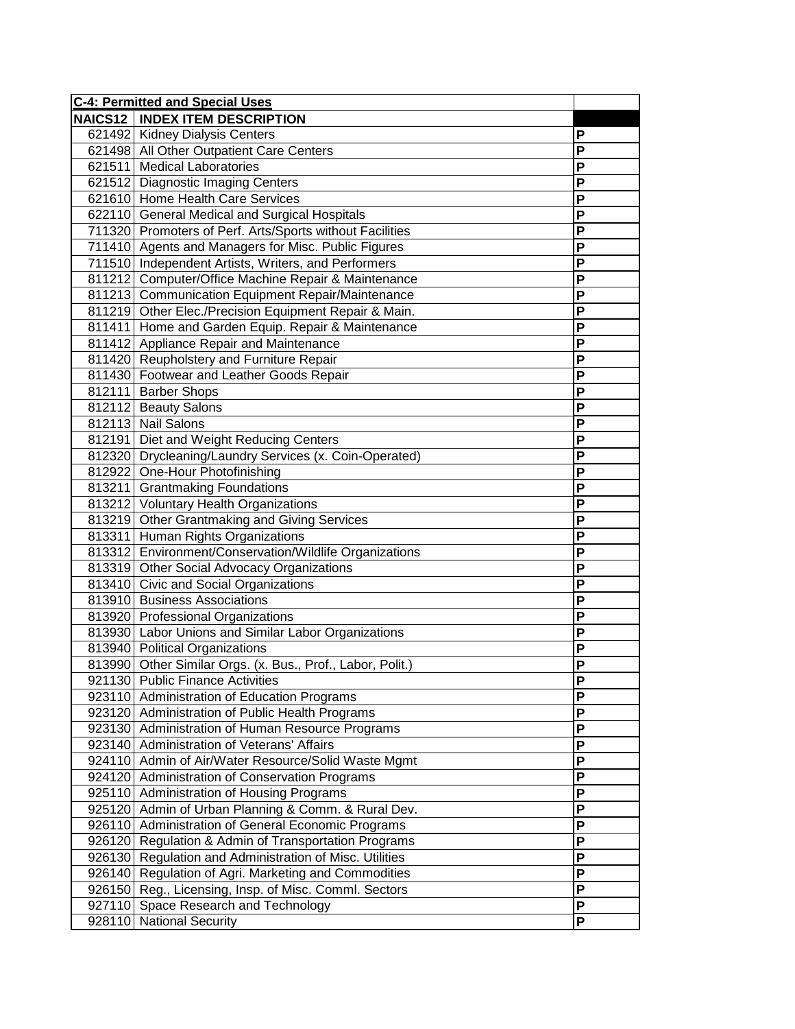| C-4: Permitted and Special Uses | | |
|---|---|---|
| NAICS12 | INDEX ITEM DESCRIPTION | |
| 621492 | Kidney Dialysis Centers | P |
| 621498 | All Other Outpatient Care Centers | P |
| 621511 | Medical Laboratories | P |
| 621512 | Diagnostic Imaging Centers | P |
| 621610 | Home Health Care Services | P |
| 622110 | General Medical and Surgical Hospitals | P |
| 711320 | Promoters of Perf. Arts/Sports without Facilities | P |
| 711410 | Agents and Managers for Misc. Public Figures | P |
| 711510 | Independent Artists, Writers, and Performers | P |
| 811212 | Computer/Office Machine Repair & Maintenance | P |
| 811213 | Communication Equipment Repair/Maintenance | P |
| 811219 | Other Elec./Precision Equipment Repair & Main. | P |
| 811411 | Home and Garden Equip. Repair & Maintenance | P |
| 811412 | Appliance Repair and Maintenance | P |
| 811420 | Reupholstery and Furniture Repair | P |
| 811430 | Footwear and Leather Goods Repair | P |
| 812111 | Barber Shops | P |
| 812112 | Beauty Salons | P |
| 812113 | Nail Salons | P |
| 812191 | Diet and Weight Reducing Centers | P |
| 812320 | Drycleaning/Laundry Services (x. Coin-Operated) | P |
| 812922 | One-Hour Photofinishing | P |
| 813211 | Grantmaking Foundations | P |
| 813212 | Voluntary Health Organizations | P |
| 813219 | Other Grantmaking and Giving Services | P |
| 813311 | Human Rights Organizations | P |
| 813312 | Environment/Conservation/Wildlife Organizations | P |
| 813319 | Other Social Advocacy Organizations | P |
| 813410 | Civic and Social Organizations | P |
| 813910 | Business Associations | P |
| 813920 | Professional Organizations | P |
| 813930 | Labor Unions and Similar Labor Organizations | P |
| 813940 | Political Organizations | P |
| 813990 | Other Similar Orgs. (x. Bus., Prof., Labor, Polit.) | P |
| 921130 | Public Finance Activities | P |
| 923110 | Administration of Education Programs | P |
| 923120 | Administration of Public Health Programs | P |
| 923130 | Administration of Human Resource Programs | P |
| 923140 | Administration of Veterans' Affairs | P |
| 924110 | Admin of Air/Water Resource/Solid Waste Mgmt | P |
| 924120 | Administration of Conservation Programs | P |
| 925110 | Administration of Housing Programs | P |
| 925120 | Admin of Urban Planning & Comm. & Rural Dev. | P |
| 926110 | Administration of General Economic Programs | P |
| 926120 | Regulation & Admin of Transportation Programs | P |
| 926130 | Regulation and Administration of Misc. Utilities | P |
| 926140 | Regulation of Agri. Marketing and Commodities | P |
| 926150 | Reg., Licensing, Insp. of Misc. Comml. Sectors | P |
| 927110 | Space Research and Technology | P |
| 928110 | National Security | P |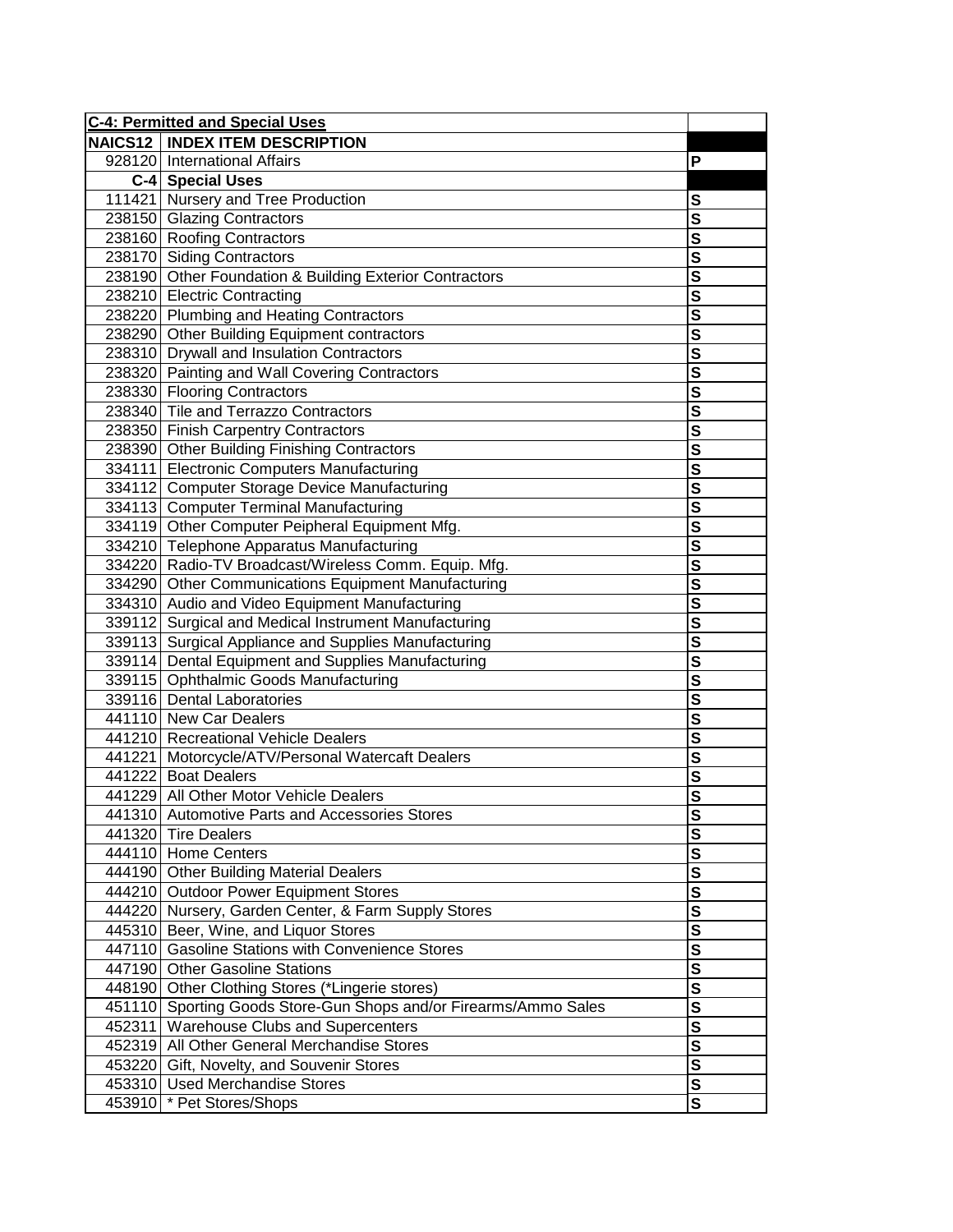| C-4: Permitted and Special Uses | | |
|---|---|---|
| **NAICS12** | **INDEX ITEM DESCRIPTION** | |
| 928120 | International Affairs | P |
| **C-4** | **Special Uses** | |
| 111421 | Nursery and Tree Production | S |
| 238150 | Glazing Contractors | S |
| 238160 | Roofing Contractors | S |
| 238170 | Siding Contractors | S |
| 238190 | Other Foundation & Building Exterior Contractors | S |
| 238210 | Electric Contracting | S |
| 238220 | Plumbing and Heating Contractors | S |
| 238290 | Other Building Equipment contractors | S |
| 238310 | Drywall and Insulation Contractors | S |
| 238320 | Painting and Wall Covering Contractors | S |
| 238330 | Flooring Contractors | S |
| 238340 | Tile and Terrazzo Contractors | S |
| 238350 | Finish Carpentry Contractors | S |
| 238390 | Other Building Finishing Contractors | S |
| 334111 | Electronic Computers Manufacturing | S |
| 334112 | Computer Storage Device Manufacturing | S |
| 334113 | Computer Terminal Manufacturing | S |
| 334119 | Other Computer Peipheral Equipment Mfg. | S |
| 334210 | Telephone Apparatus Manufacturing | S |
| 334220 | Radio-TV Broadcast/Wireless Comm. Equip. Mfg. | S |
| 334290 | Other Communications Equipment Manufacturing | S |
| 334310 | Audio and Video Equipment Manufacturing | S |
| 339112 | Surgical and Medical Instrument Manufacturing | S |
| 339113 | Surgical Appliance and Supplies Manufacturing | S |
| 339114 | Dental Equipment and Supplies Manufacturing | S |
| 339115 | Ophthalmic Goods Manufacturing | S |
| 339116 | Dental Laboratories | S |
| 441110 | New Car Dealers | S |
| 441210 | Recreational Vehicle Dealers | S |
| 441221 | Motorcycle/ATV/Personal Watercaft Dealers | S |
| 441222 | Boat Dealers | S |
| 441229 | All Other Motor Vehicle Dealers | S |
| 441310 | Automotive Parts and Accessories Stores | S |
| 441320 | Tire Dealers | S |
| 444110 | Home Centers | S |
| 444190 | Other Building Material Dealers | S |
| 444210 | Outdoor Power Equipment Stores | S |
| 444220 | Nursery, Garden Center, & Farm Supply Stores | S |
| 445310 | Beer, Wine, and Liquor Stores | S |
| 447110 | Gasoline Stations with Convenience Stores | S |
| 447190 | Other Gasoline Stations | S |
| 448190 | Other Clothing Stores (*Lingerie stores) | S |
| 451110 | Sporting Goods Store-Gun Shops and/or Firearms/Ammo Sales | S |
| 452311 | Warehouse Clubs and Supercenters | S |
| 452319 | All Other General Merchandise Stores | S |
| 453220 | Gift, Novelty, and Souvenir Stores | S |
| 453310 | Used Merchandise Stores | S |
| 453910 | * Pet Stores/Shops | S |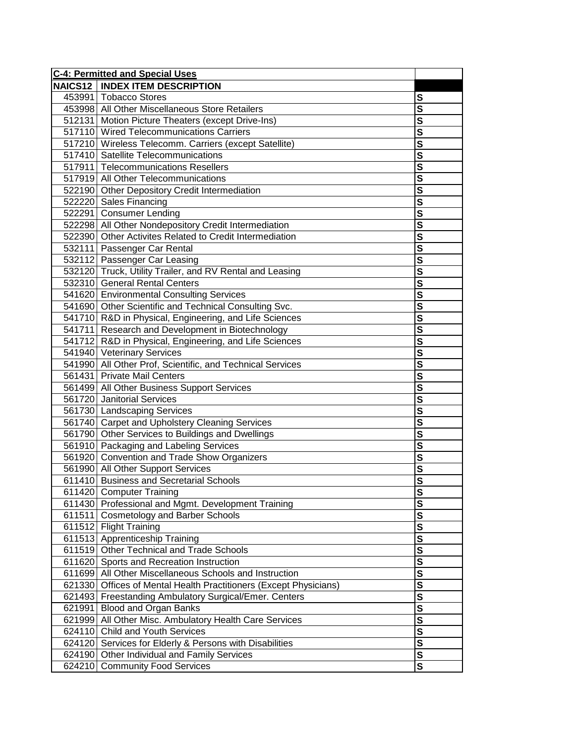| C-4: Permitted and Special Uses | | |
|---|---|---|
| NAICS12 | INDEX ITEM DESCRIPTION | |
| 453991 | Tobacco Stores | S |
| 453998 | All Other Miscellaneous Store Retailers | S |
| 512131 | Motion Picture Theaters (except Drive-Ins) | S |
| 517110 | Wired Telecommunications Carriers | S |
| 517210 | Wireless Telecomm. Carriers (except Satellite) | S |
| 517410 | Satellite Telecommunications | S |
| 517911 | Telecommunications Resellers | S |
| 517919 | All Other Telecommunications | S |
| 522190 | Other Depository Credit Intermediation | S |
| 522220 | Sales Financing | S |
| 522291 | Consumer Lending | S |
| 522298 | All Other Nondepository Credit Intermediation | S |
| 522390 | Other Activites Related to Credit Intermediation | S |
| 532111 | Passenger Car Rental | S |
| 532112 | Passenger Car Leasing | S |
| 532120 | Truck, Utility Trailer, and RV Rental and Leasing | S |
| 532310 | General Rental Centers | S |
| 541620 | Environmental Consulting Services | S |
| 541690 | Other Scientific and Technical Consulting Svc. | S |
| 541710 | R&D in Physical, Engineering, and Life Sciences | S |
| 541711 | Research and Development in Biotechnology | S |
| 541712 | R&D in Physical, Engineering, and Life Sciences | S |
| 541940 | Veterinary Services | S |
| 541990 | All Other Prof, Scientific, and Technical Services | S |
| 561431 | Private Mail Centers | S |
| 561499 | All Other Business Support Services | S |
| 561720 | Janitorial Services | S |
| 561730 | Landscaping Services | S |
| 561740 | Carpet and Upholstery Cleaning Services | S |
| 561790 | Other Services to Buildings and Dwellings | S |
| 561910 | Packaging and Labeling Services | S |
| 561920 | Convention and Trade Show Organizers | S |
| 561990 | All Other Support Services | S |
| 611410 | Business and Secretarial Schools | S |
| 611420 | Computer Training | S |
| 611430 | Professional and Mgmt. Development Training | S |
| 611511 | Cosmetology and Barber Schools | S |
| 611512 | Flight Training | S |
| 611513 | Apprenticeship Training | S |
| 611519 | Other Technical and Trade Schools | S |
| 611620 | Sports and Recreation Instruction | S |
| 611699 | All Other Miscellaneous Schools and Instruction | S |
| 621330 | Offices of Mental Health Practitioners (Except Physicians) | S |
| 621493 | Freestanding Ambulatory Surgical/Emer. Centers | S |
| 621991 | Blood and Organ Banks | S |
| 621999 | All Other Misc. Ambulatory Health Care Services | S |
| 624110 | Child and Youth Services | S |
| 624120 | Services for Elderly & Persons with Disabilities | S |
| 624190 | Other Individual and Family Services | S |
| 624210 | Community Food Services | S |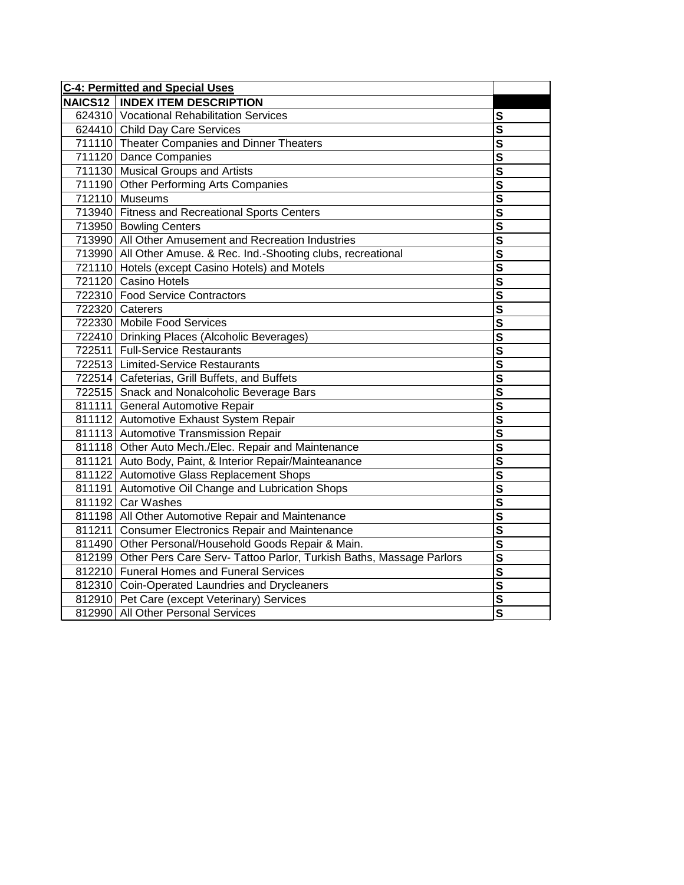| C-4: Permitted and Special Uses | | |
| --- | --- | --- |
| NAICS12 | INDEX ITEM DESCRIPTION | |
| 624310 | Vocational Rehabilitation Services | S |
| 624410 | Child Day Care Services | S |
| 711110 | Theater Companies and Dinner Theaters | S |
| 711120 | Dance Companies | S |
| 711130 | Musical Groups and Artists | S |
| 711190 | Other Performing Arts Companies | S |
| 712110 | Museums | S |
| 713940 | Fitness and Recreational Sports Centers | S |
| 713950 | Bowling Centers | S |
| 713990 | All Other Amusement and Recreation Industries | S |
| 713990 | All Other Amuse. & Rec. Ind.-Shooting clubs, recreational | S |
| 721110 | Hotels (except Casino Hotels) and Motels | S |
| 721120 | Casino Hotels | S |
| 722310 | Food Service Contractors | S |
| 722320 | Caterers | S |
| 722330 | Mobile Food Services | S |
| 722410 | Drinking Places (Alcoholic Beverages) | S |
| 722511 | Full-Service Restaurants | S |
| 722513 | Limited-Service Restaurants | S |
| 722514 | Cafeterias, Grill Buffets, and Buffets | S |
| 722515 | Snack and Nonalcoholic Beverage Bars | S |
| 811111 | General Automotive Repair | S |
| 811112 | Automotive Exhaust System Repair | S |
| 811113 | Automotive Transmission Repair | S |
| 811118 | Other Auto Mech./Elec. Repair and Maintenance | S |
| 811121 | Auto Body, Paint, & Interior Repair/Mainteanance | S |
| 811122 | Automotive Glass Replacement Shops | S |
| 811191 | Automotive Oil Change and Lubrication Shops | S |
| 811192 | Car Washes | S |
| 811198 | All Other Automotive Repair and Maintenance | S |
| 811211 | Consumer Electronics Repair and Maintenance | S |
| 811490 | Other Personal/Household Goods Repair & Main. | S |
| 812199 | Other Pers Care Serv- Tattoo Parlor, Turkish Baths, Massage Parlors | S |
| 812210 | Funeral Homes and Funeral Services | S |
| 812310 | Coin-Operated Laundries and Drycleaners | S |
| 812910 | Pet Care (except Veterinary) Services | S |
| 812990 | All Other Personal Services | S |